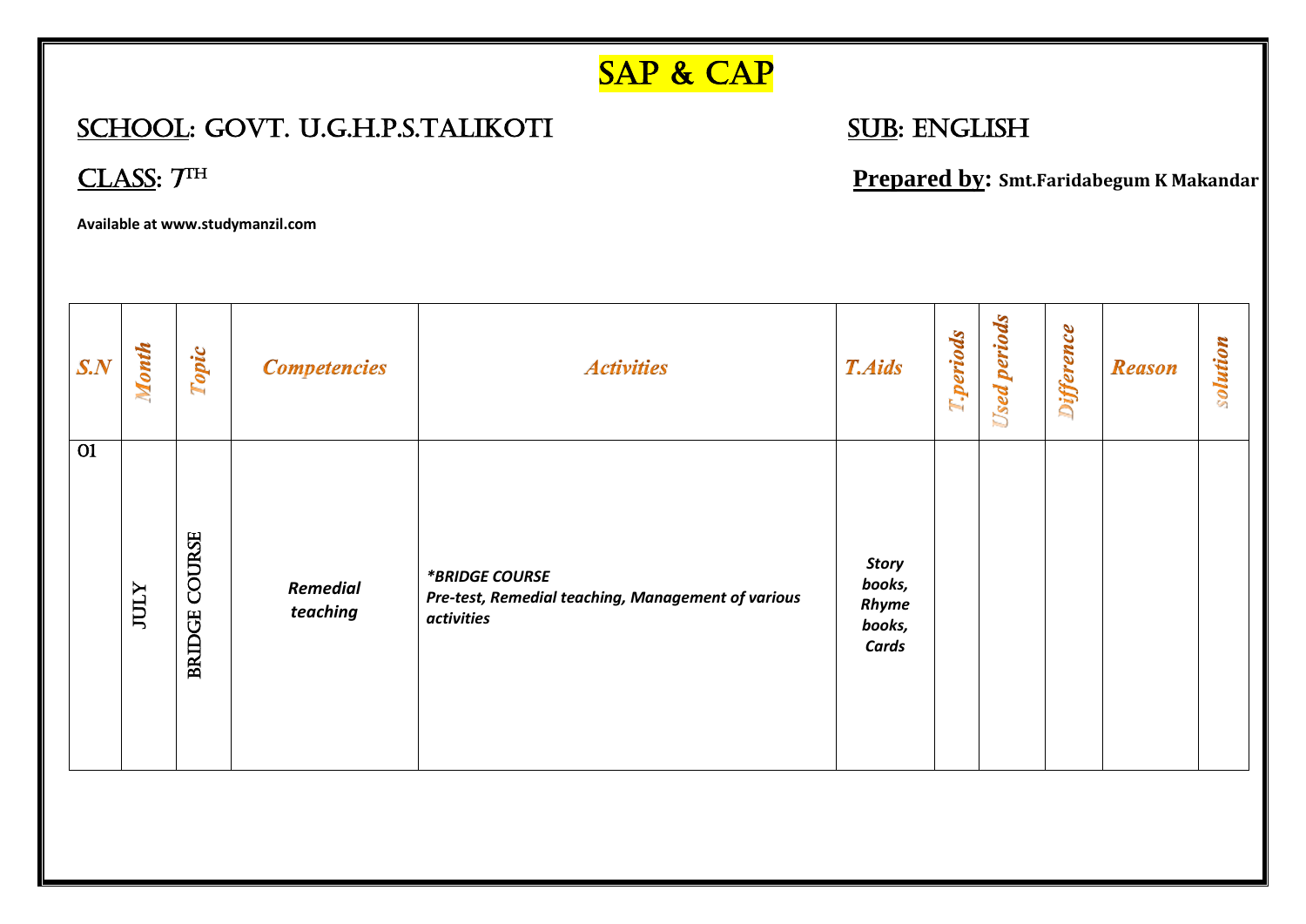# SAP & CAP

**SCHOOL: GOVT. U.G.H.P.S.TALIKOTI** **SUB: ENGLISH**

**CLASS: 7TH** **Prepared by: Smt.Faridabegum K Makandar**

**Available at www.studymanzil.com**

| S.N | Month | Topic | Competencies | Activities | T.Aids | T.periods | Used periods | Difference | Reason | solution |
|---|---|---|---|---|---|---|---|---|---|---|
| 01 | JULY | BRIDGE COURSE | *Remedial teaching* | ***BRIDGE COURSE**<br>**Pre-test, Remedial teaching, Management of various activities*** | ***Story books, Rhyme books, Cards*** | | | | | |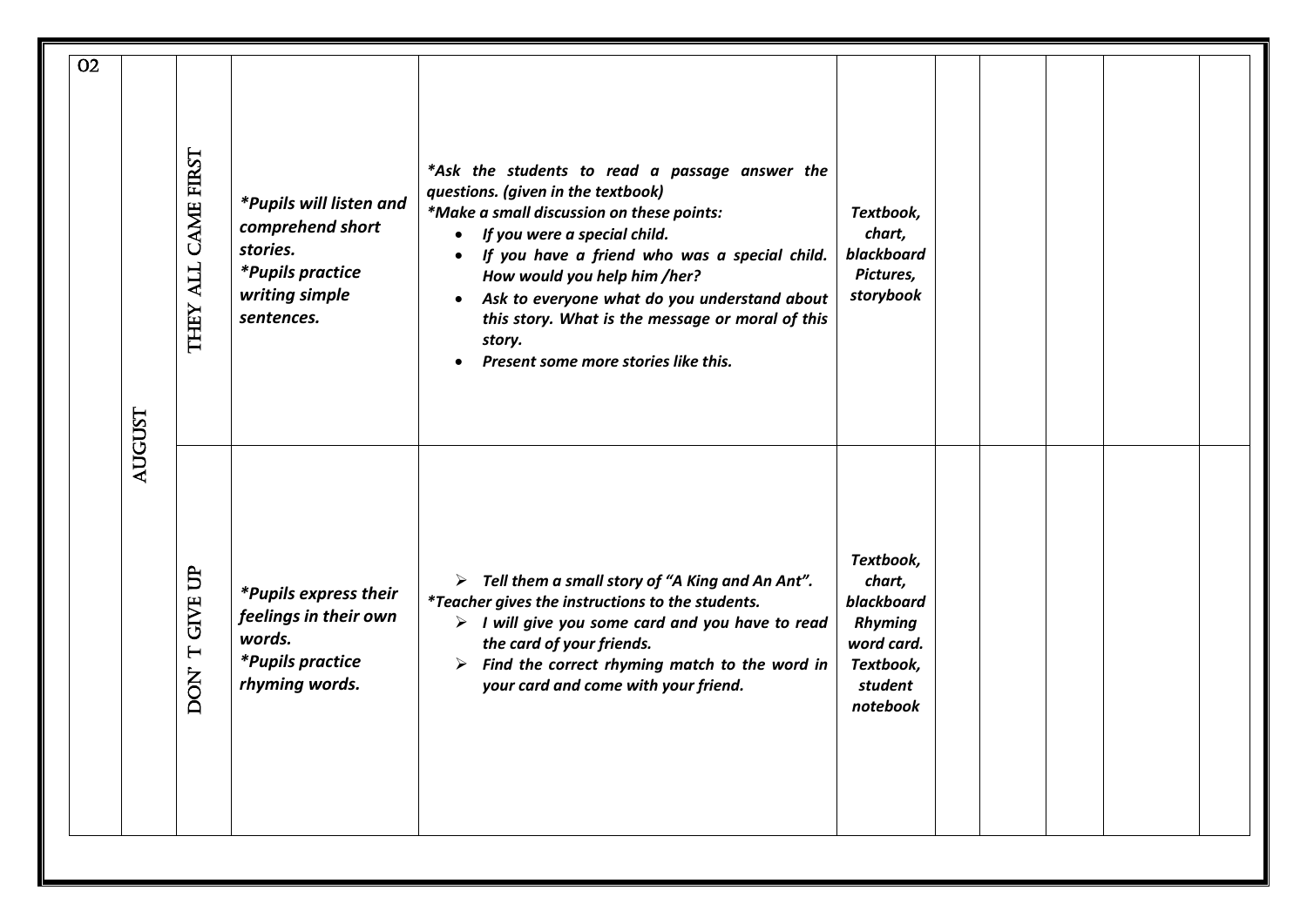| 02 | AUGUST | THEY ALL CAME FIRST | *Pupils will listen and comprehend short stories.<br>*Pupils practice writing simple sentences. | *Ask the students to read a passage answer the questions. (given in the textbook)<br>*Make a small discussion on these points:<br>• If you were a special child.<br>• If you have a friend who was a special child. How would you help him /her?<br>• Ask to everyone what do you understand about this story. What is the message or moral of this story.<br>• Present some more stories like this. | Textbook, chart, blackboard Pictures, storybook | | | | | |
|---|---|---|---|---|---|---|---|---|---|---|
| | | DON' T GIVE UP | *Pupils express their feelings in their own words.<br>*Pupils practice rhyming words. | ➢ Tell them a small story of "A King and An Ant".<br>*Teacher gives the instructions to the students.<br>➢ I will give you some card and you have to read the card of your friends.<br>➢ Find the correct rhyming match to the word in your card and come with your friend. | Textbook, chart, blackboard Rhyming word card. Textbook, student notebook | | | | | |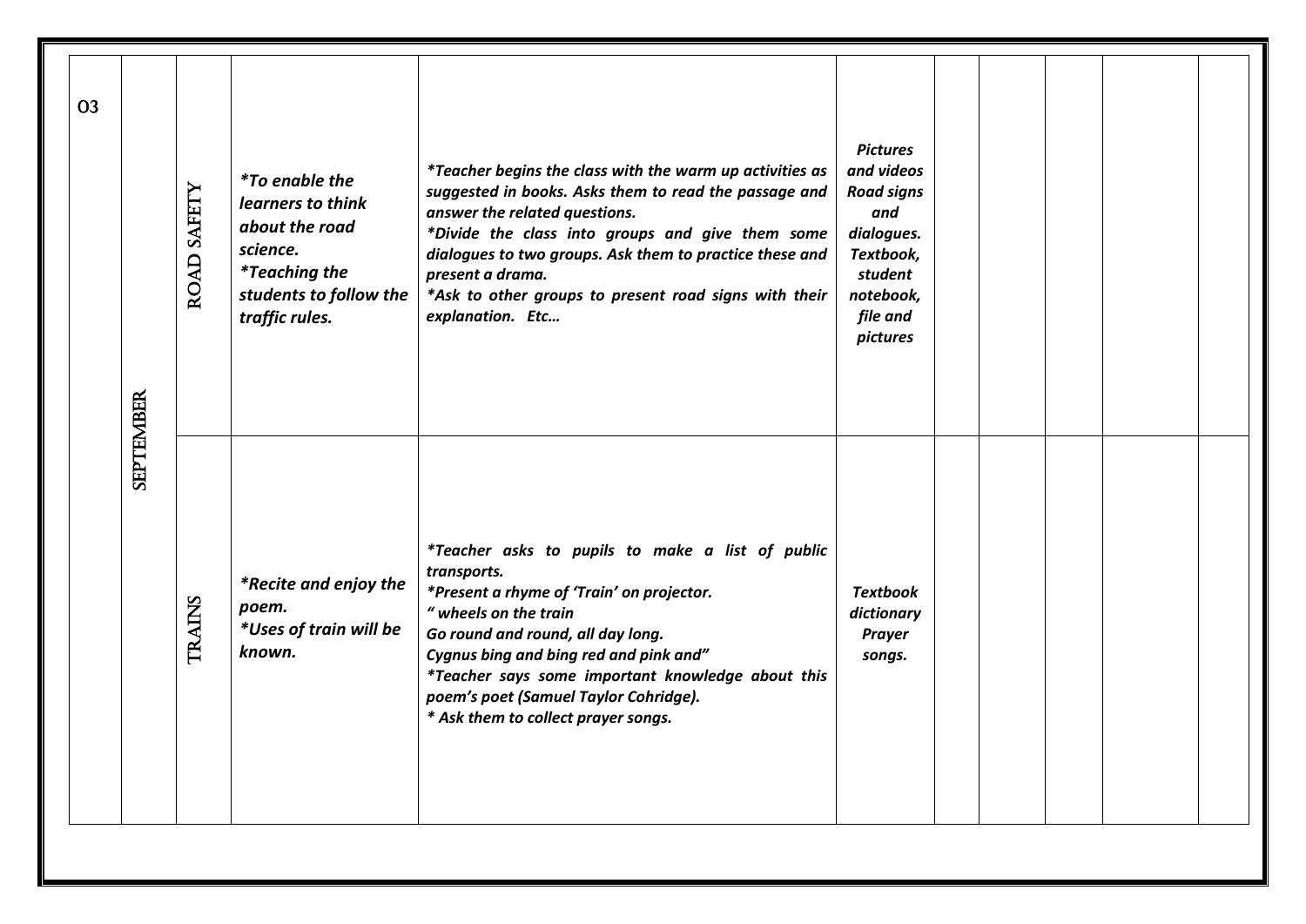| 03 | SEPTEMBER | ROAD SAFETY | *To enable the learners to think about the road science.<br>*Teaching the students to follow the traffic rules. | *Teacher begins the class with the warm up activities as suggested in books. Asks them to read the passage and answer the related questions.<br>*Divide the class into groups and give them some dialogues to two groups. Ask them to practice these and present a drama.<br>*Ask to other groups to present road signs with their explanation. Etc… | Pictures and videos Road signs and dialogues. Textbook, student notebook, file and pictures | | | | | |
|---|---|---|---|---|---|---|---|---|---|---|
| | | TRAINS | *Recite and enjoy the poem.<br>*Uses of train will be known. | *Teacher asks to pupils to make a list of public transports.<br>*Present a rhyme of 'Train' on projector.<br>" wheels on the train<br>Go round and round, all day long.<br>Cygnus bing and bing red and pink and"<br>*Teacher says some important knowledge about this poem's poet (Samuel Taylor Cohridge).<br>* Ask them to collect prayer songs. | Textbook dictionary Prayer songs. | | | | | |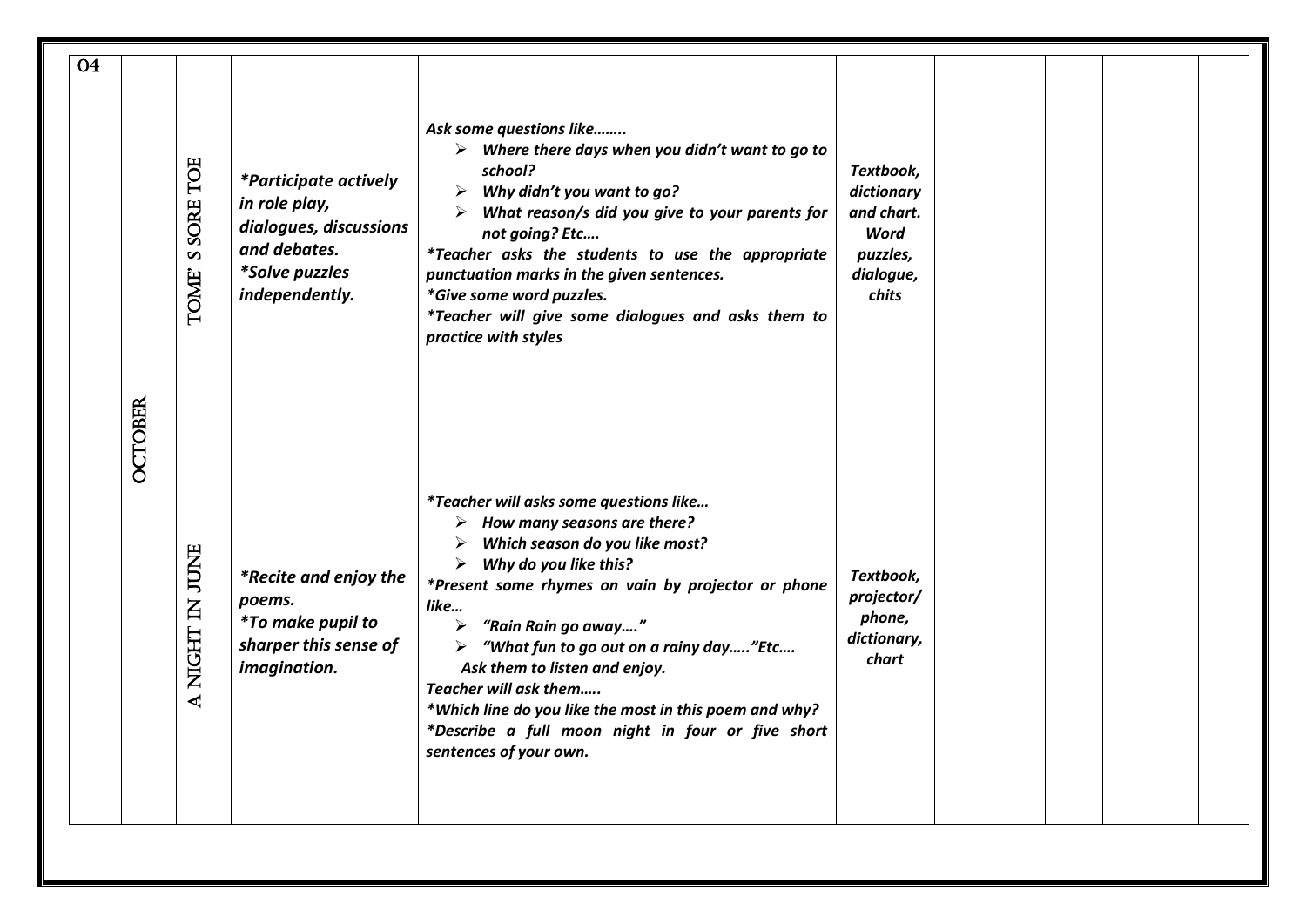| 04 | OCTOBER | TOME' S SORE TOE | *Participate actively in role play, dialogues, discussions and debates.<br>*Solve puzzles independently. | Ask some questions like……..<br>➢ Where there days when you didn't want to go to school?<br>➢ Why didn't you want to go?<br>➢ What reason/s did you give to your parents for not going? Etc….<br>*Teacher asks the students to use the appropriate punctuation marks in the given sentences.<br>*Give some word puzzles.<br>*Teacher will give some dialogues and asks them to practice with styles | Textbook, dictionary and chart. Word puzzles, dialogue, chits | | | | | |
|---|---|---|---|---|---|---|---|---|---|---|
| | | A NIGHT IN JUNE | *Recite and enjoy the poems.<br>*To make pupil to sharper this sense of imagination. | *Teacher will asks some questions like…<br>➢ How many seasons are there?<br>➢ Which season do you like most?<br>➢ Why do you like this?<br>*Present some rhymes on vain by projector or phone like…<br>➢ "Rain Rain go away…."<br>➢ "What fun to go out on a rainy day….."Etc….<br>Ask them to listen and enjoy.<br>Teacher will ask them…..<br>*Which line do you like the most in this poem and why?<br>*Describe a full moon night in four or five short sentences of your own. | Textbook, projector/ phone, dictionary, chart | | | | | |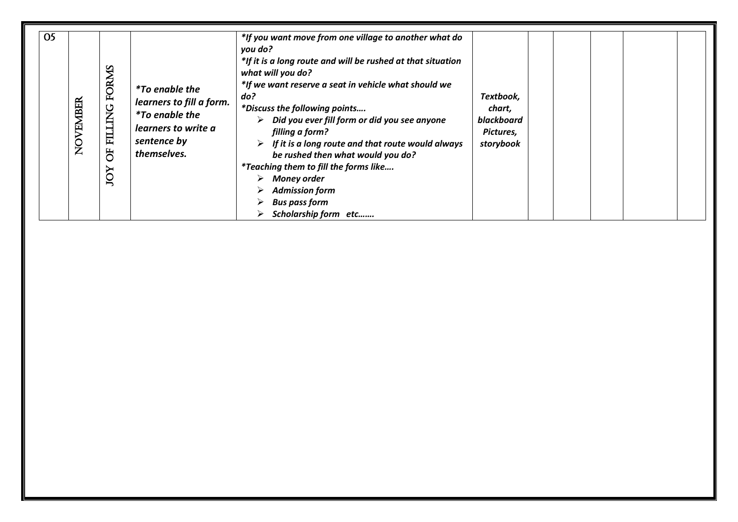| | | | | | | | | | | | |
|---|---|---|---|---|---|---|---|---|---|---|---|
| 05 | NOVEMBER | JOY OF FILLING FORMS | *To enable the learners to fill a form.<br>*To enable the learners to write a sentence by themselves. | *If you want move from one village to another what do you do?<br>*If it is a long route and will be rushed at that situation what will you do?<br>*If we want reserve a seat in vehicle what should we do?<br>*Discuss the following points….<br>➢ Did you ever fill form or did you see anyone filling a form?<br>➢ If it is a long route and that route would always be rushed then what would you do?<br>*Teaching them to fill the forms like….<br>➢ Money order<br>➢ Admission form<br>➢ Bus pass form<br>➢ Scholarship form etc……. | Textbook, chart, blackboard Pictures, storybook | | | | | | |